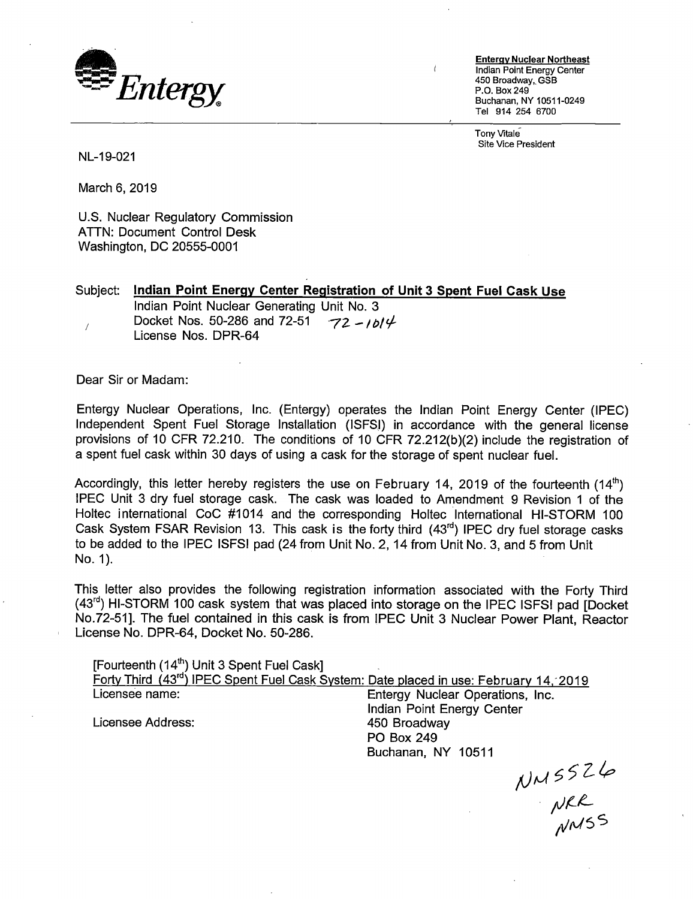**Entergy**

**Entergy Nuclear Northeast**
Indian Point Energy Center
450 Broadway, GSB
P.O. Box 249
Buchanan, NY 10511-0249
Tel 914 254 6700

Tony Vitale
Site Vice President

NL-19-021

March 6, 2019

U.S. Nuclear Regulatory Commission
ATTN: Document Control Desk
Washington, DC 20555-0001

Subject: **Indian Point Energy Center Registration of Unit 3 Spent Fuel Cask Use**
Indian Point Nuclear Generating Unit No. 3
Docket Nos. 50-286 and 72-51 72-1014
License Nos. DPR-64

Dear Sir or Madam:

Entergy Nuclear Operations, Inc. (Entergy) operates the Indian Point Energy Center (IPEC) Independent Spent Fuel Storage Installation (ISFSI) in accordance with the general license provisions of 10 CFR 72.210. The conditions of 10 CFR 72.212(b)(2) include the registration of a spent fuel cask within 30 days of using a cask for the storage of spent nuclear fuel.

Accordingly, this letter hereby registers the use on February 14, 2019 of the fourteenth (14th) IPEC Unit 3 dry fuel storage cask. The cask was loaded to Amendment 9 Revision 1 of the Holtec international CoC #1014 and the corresponding Holtec International HI-STORM 100 Cask System FSAR Revision 13. This cask is the forty third (43rd) IPEC dry fuel storage casks to be added to the IPEC ISFSI pad (24 from Unit No. 2, 14 from Unit No. 3, and 5 from Unit No. 1).

This letter also provides the following registration information associated with the Forty Third (43rd) HI-STORM 100 cask system that was placed into storage on the IPEC ISFSI pad [Docket No.72-51]. The fuel contained in this cask is from IPEC Unit 3 Nuclear Power Plant, Reactor License No. DPR-64, Docket No. 50-286.

[Fourteenth (14th) Unit 3 Spent Fuel Cask]
Forty Third (43rd) IPEC Spent Fuel Cask System: Date placed in use: February 14, 2019

| | |
|---|---|
| Licensee name: | Entergy Nuclear Operations, Inc.<br>Indian Point Energy Center |
| Licensee Address: | 450 Broadway<br>PO Box 249<br>Buchanan, NY 10511 |

NMSS26
NRR
NMSS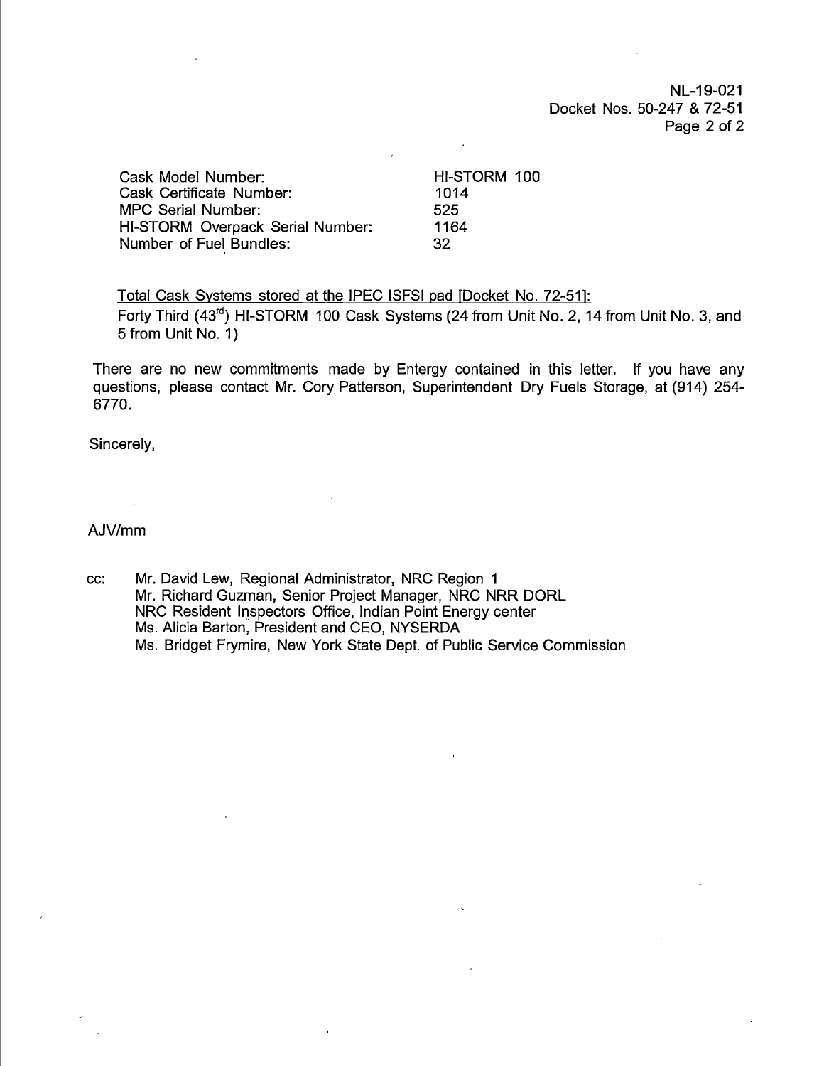| | |
|---|---|
| Cask Model Number: | HI-STORM 100 |
| Cask Certificate Number: | 1014 |
| MPC Serial Number: | 525 |
| HI-STORM Overpack Serial Number: | 1164 |
| Number of Fuel Bundles: | 32 |

Total Cask Systems stored at the IPEC ISFSI pad [Docket No. 72-51]:
Forty Third (43rd) HI-STORM 100 Cask Systems (24 from Unit No. 2, 14 from Unit No. 3, and 5 from Unit No. 1)

There are no new commitments made by Entergy contained in this letter. If you have any questions, please contact Mr. Cory Patterson, Superintendent Dry Fuels Storage, at (914) 254-6770.

Sincerely,

AJV/mm

cc: Mr. David Lew, Regional Administrator, NRC Region 1
Mr. Richard Guzman, Senior Project Manager, NRC NRR DORL
NRC Resident Inspectors Office, Indian Point Energy center
Ms. Alicia Barton, President and CEO, NYSERDA
Ms. Bridget Frymire, New York State Dept. of Public Service Commission